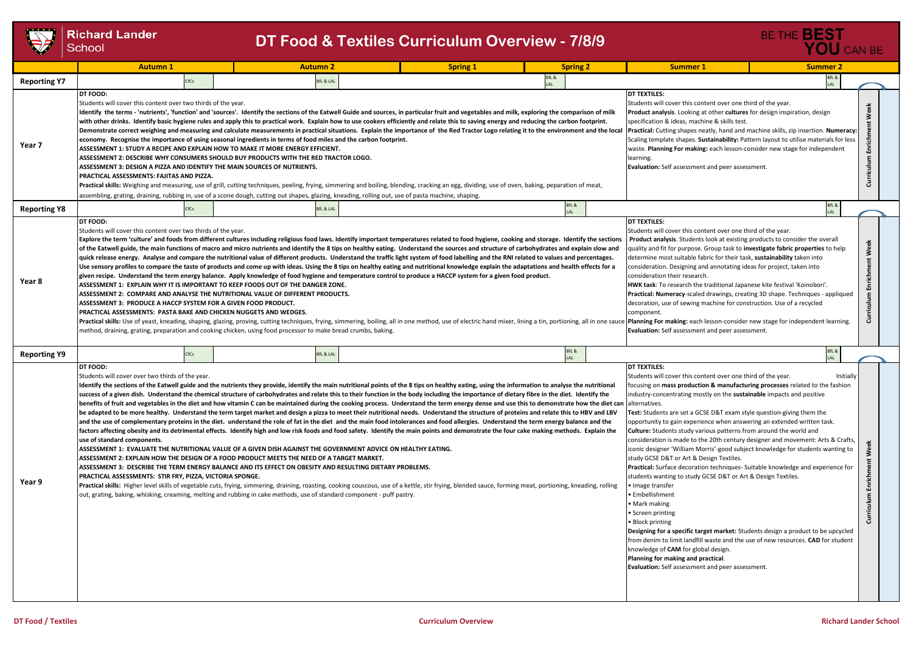# DT Food & Textiles Curriculum Overview - 7/8/9

Richard Lander School — BE THE BEST YOU CAN BE

| | Autumn 1 | Autumn 2 | Spring 1 | Spring 2 | Summer 1 | Summer 2 |
|---|---|---|---|---|---|---|
| **Reporting Y7** | CfCs | BfL & LAL | | BfL & LAL | | BfL & LAL |

**Year 7**

**DT FOOD:**
Students will cover this content over two thirds of the year.
**Identify the terms - 'nutrients', 'function' and 'sources'. Identify the sections of the Eatwell Guide and sources, in particular fruit and vegetables and milk, exploring the comparison of milk with other drinks. Identify basic hygiene rules and apply this to practical work. Explain how to use cookers efficiently and relate this to saving energy and reducing the carbon footprint. Demonstrate correct weighing and measuring and calculate measurements in practical situations. Explain the importance of The Red Tractor Logo relating it to the environment and the local economy. Recognise the importance of using seasonal ingredients in terms of food miles and the carbon footprint.**
**ASSESSMENT 1: STUDY A RECIPE AND EXPLAIN HOW TO MAKE IT MORE ENERGY EFFICIENT.**
**ASSESSMENT 2: DESCRIBE WHY CONSUMERS SHOULD BUY PRODUCTS WITH THE RED TRACTOR LOGO.**
**ASSESSMENT 3: DESIGN A PIZZA AND IDENTIFY THE MAIN SOURCES OF NUTRIENTS.**
**PRACTICAL ASSESSMENTS: FAJITAS AND PIZZA.**
**Practical skills:** Weighing and measuring, use of grill, cutting techniques, peeling, frying, simmering and boiling, blending, cracking an egg, dividing, use of oven, baking, peparation of meat, assembling, grating, draining, rubbing in, use of a scone dough, cutting out shapes, glazing, kneading, rolling out, use of pasta machine, shaping.

**DT TEXTILES:**
Students will cover this content over one third of the year.
**Product analysis**. Looking at other **cultures** for design inspiration, design specification & ideas, machine & skills test.
**Practical:** Cutting shapes neatly, hand and machine skills, zip insertion. **Numeracy:** Scaling template shapes. **Sustainability:** Pattern layout to utilise materials for less waste. **Planning For making:** each lesson-consider new stage for independent learning.
**Evaluation:** Self assessment and peer assessment.

Curriculum Enrichment Week

| | Autumn 1 | Autumn 2 | Spring 1 | Spring 2 | Summer 1 | Summer 2 |
|---|---|---|---|---|---|---|
| **Reporting Y8** | CfCs | BfL & LAL | | BfL & LAL | | BfL & LAL |

**Year 8**

**DT FOOD:**
Students will cover this content over two thirds of the year.
**Explore the term 'culture' and foods from different cultures including religious food laws. Identify important temperatures related to food hygiene, cooking and storage. Identify the sections of the Eatwell guide, the main functions of macro and micro nutrients and identify the 8 tips on healthy eating. Understand the sources and structure of carbohydrates and explain slow and quick release energy. Analyse and compare the nutritional value of different products. Understand the traffic light system of food labelling and the RNI related to values and percentages. Use sensory profiles to compare the taste of products and come up with ideas. Using the 8 tips on healthy eating and nutritional knowledge explain the adaptations and health effects for a given recipe. Understand the term energy balance. Apply knowledge of food hygiene and temperature control to produce a HACCP system for a given food product.**
**ASSESSMENT 1: EXPLAIN WHY IT IS IMPORTANT TO KEEP FOODS OUT OF THE DANGER ZONE.**
**ASSESSMENT 2: COMPARE AND ANALYSE THE NUTRITIONAL VALUE OF DIFFERENT PRODUCTS.**
**ASSESSMENT 3: PRODUCE A HACCP SYSTEM FOR A GIVEN FOOD PRODUCT.**
**PRACTICAL ASSESSMENTS: PASTA BAKE AND CHICKEN NUGGETS AND WEDGES.**
**Practical skills:** Use of yeast, kneading, shaping, glazing, proving, cutting techniques, frying, simmering, boiling, all in one method, use of electric hand mixer, lining a tin, portioning, all in one sauce method, draining, grating, preparation and cooking chicken, using food processor to make bread crumbs, baking.

**DT TEXTILES:**
Students will cover this content over one third of the year.
**Product analysis**. Students look at existing products to consider the overall quality and fit for purpose. Group task to **investigate fabric properties** to help determine most suitable fabric for their task, **sustainability** taken into consideration. Designing and annotating ideas for project, taken into consideration their research.
**HWK task**: To research the traditional Japanese kite festival 'Koinobori'.
**Practical: Numeracy**-scaled drawings, creating 3D shape. Techniques - appliqued decoration, use of sewing machine for construction. Use of a recycled component.
**Planning For making:** each lesson-consider new stage for independent learning.
**Evaluation:** Self assessment and peer assessment.

Curriculum Enrichment Week

| | Autumn 1 | Autumn 2 | Spring 1 | Spring 2 | Summer 1 | Summer 2 |
|---|---|---|---|---|---|---|
| **Reporting Y9** | CfCs | BfL & LAL | | BfL & LAL | | BfL & LAL |

**Year 9**

**DT FOOD:**
Students will cover over two thirds of the year.
**Identify the sections of the Eatwell guide and the nutrients they provide, identify the main nutritional points of the 8 tips on healthy eating, using the information to analyse the nutritional success of a given dish. Understand the chemical structure of carbohydrates and relate this to their function in the body including the importance of dietary fibre in the diet. Identify the benefits of fruit and vegetables in the diet and how vitamin C can be maintained during the cooking process. Understand the term energy dense and use this to demonstrate how the diet can be adapted to be more healthy. Understand the term target market and design a pizza to meet their nutritional needs. Understand the structure of proteins and relate this to HBV and LBV and the use of complementary proteins in the diet. understand the role of fat in the diet and the main food intolerances and food allergies. Understand the term energy balance and the factors affecting obesity and its detrimental effects. Identify high and low risk foods and food safety. Identify the main points and demonstrate the four cake making methods. Explain the use of standard components.**
**ASSESSMENT 1: EVALUATE THE NUTRITIONAL VALUE OF A GIVEN DISH AGAINST THE GOVERNMENT ADVICE ON HEALTHY EATING.**
**ASSESSMENT 2: EXPLAIN HOW THE DESIGN OF A FOOD PRODUCT MEETS THE NEED OF A TARGET MARKET.**
**ASSESSMENT 3: DESCRIBE THE TERM ENERGY BALANCE AND ITS EFFECT ON OBESITY AND RESULTING DIETARY PROBLEMS.**
**PRACTICAL ASSESSMENTS: STIR FRY, PIZZA, VICTORIA SPONGE.**
**Practical skills:** Higher level skills of vegetable cuts, frying, simmering, draining, roasting, cooking couscous, use of a kettle, stir frying, blended sauce, forming meat, portioning, kneading, rolling out, grating, baking, whisking, creaming, melting and rubbing in cake methods, use of standard component - puff pastry.

**DT TEXTILES:**
Students will cover this content over one third of the year. Initially focusing on **mass production & manufacturing processes** related to the fashion industry-concentrating mostly on the **sustainable** impacts and positive alternatives.
**Test:** Students are set a GCSE D&T exam style question-giving them the opportunity to gain experience when answering an extended written task.
**Culture:** Students study various patterns from around the world and consideration is made to the 20th century designer and movement: Arts & Crafts, iconic designer 'William Morris'-good subject knowledge for students wanting to study GCSE D&T or Art & Design Textiles.
**Practical:** Surface decoration techniques- Suitable knowledge and experience for students wanting to study GCSE D&T or Art & Design Textiles.
- Image transfer
- Embellishment
- Mark making
- Screen printing
- Block printing

**Designing for a specific target market:** Students design a product to be upcycled from denim to limit landfill waste and the use of new resources. **CAD** for student knowledge of **CAM** for global design.
**Planning for making and practical**.
**Evaluation:** Self assessment and peer assessment.

Curriculum Enrichment Week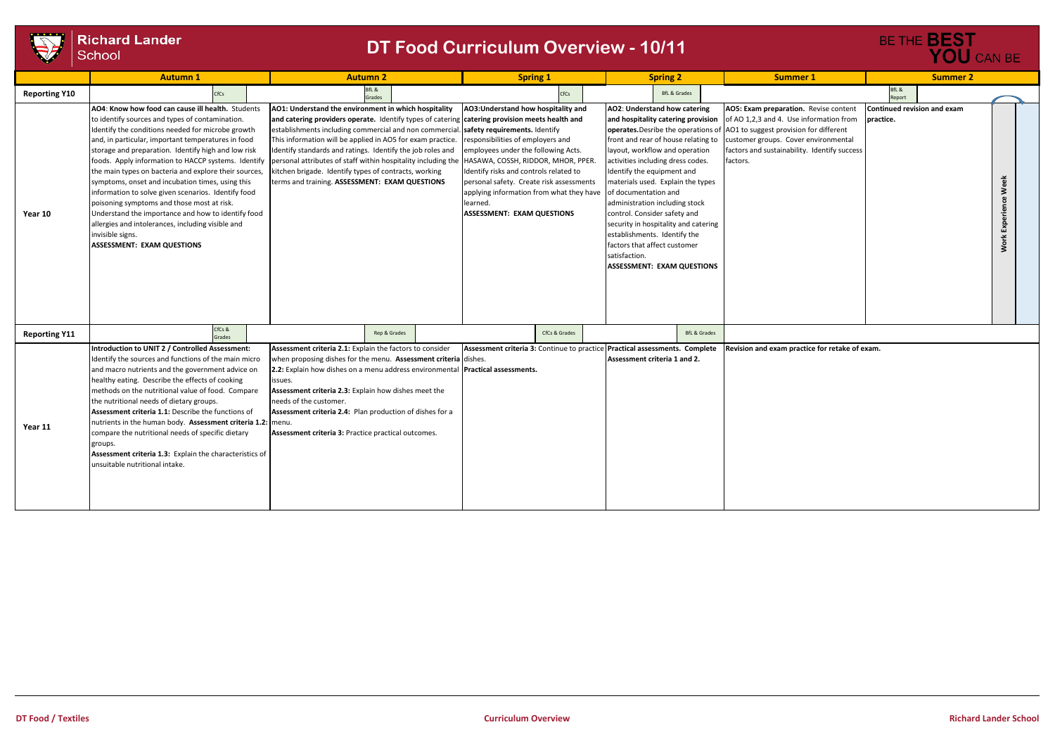# DT Food Curriculum Overview - 10/11

Richard Lander School

BE THE **BEST YOU** CAN BE

| | Autumn 1 | Autumn 2 | Spring 1 | Spring 2 | Summer 1 | Summer 2 |
|---|---|---|---|---|---|---|
| **Reporting Y10** | CfCs | BfL & Grades | CfCs | BfL & Grades | | BfL & Report |
| **Year 10** | **AO4**: **Know how food can cause ill health.** Students to identify sources and types of contamination. Identify the conditions needed for microbe growth and, in particular, important temperatures in food storage and preparation. Identify high and low risk foods. Apply information to HACCP systems. Identify the main types on bacteria and explore their sources, symptoms, onset and incubation times, using this information to solve given scenarios. Identify food poisoning symptoms and those most at risk. Understand the importance and how to identify food allergies and intolerances, including visible and invisible signs. **ASSESSMENT: EXAM QUESTIONS** | **AO1: Understand the environment in which hospitality and catering providers operate.** Identify types of catering establishments including commercial and non commercial. This information will be applied in AO5 for exam practice. Identify standards and ratings. Identify the job roles and personal attributes of staff within hospitality including the kitchen brigade. Identify types of contracts, working terms and training. **ASSESSMENT: EXAM QUESTIONS** | **AO3:Understand how hospitality and catering provision meets health and safety requirements.** Identify responsibilities of employers and employees under the following Acts. HASAWA, COSSH, RIDDOR, MHOR, PPER. Identify risks and controls related to personal safety. Create risk assessments applying information from what they have learned. **ASSESSMENT: EXAM QUESTIONS** | **AO2**: **Understand how catering and hospitality catering provision operates.** Desribe the operations of front and rear of house relating to layout, workflow and operation activities including dress codes. Identify the equipment and materials used. Explain the types of documentation and administration including stock control. Consider safety and security in hospitality and catering establishments. Identify the factors that affect customer satisfaction. **ASSESSMENT: EXAM QUESTIONS** | **AO5: Exam preparation.** Revise content of AO 1,2,3 and 4. Use information from AO1 to suggest provision for different customer groups. Cover environmental factors and sustainability. Identify success factors. | **Continued revision and exam practice.** Work Experience Week |
| **Reporting Y11** | CfCs & Grades | Rep & Grades | CfCs & Grades | BfL & Grades | | |
| **Year 11** | **Introduction to UNIT 2 / Controlled Assessment:** Identify the sources and functions of the main micro and macro nutrients and the government advice on healthy eating. Describe the effects of cooking methods on the nutritional value of food. Compare the nutritional needs of dietary groups. **Assessment criteria 1.1:** Describe the functions of nutrients in the human body. **Assessment criteria 1.2:** compare the nutritional needs of specific dietary groups. **Assessment criteria 1.3:** Explain the characteristics of unsuitable nutritional intake. | **Assessment criteria 2.1:** Explain the factors to consider when proposing dishes for the menu. **Assessment criteria 2.2:** Explain how dishes on a menu address environmental issues. **Assessment criteria 2.3:** Explain how dishes meet the needs of the customer. **Assessment criteria 2.4:** Plan production of dishes for a menu. **Assessment criteria 3:** Practice practical outcomes. | **Assessment criteria 3:** Continue to practice dishes. **Practical assessments.** | **Practical assessments. Complete Assessment criteria 1 and 2.** | **Revision and exam practice for retake of exam.** | |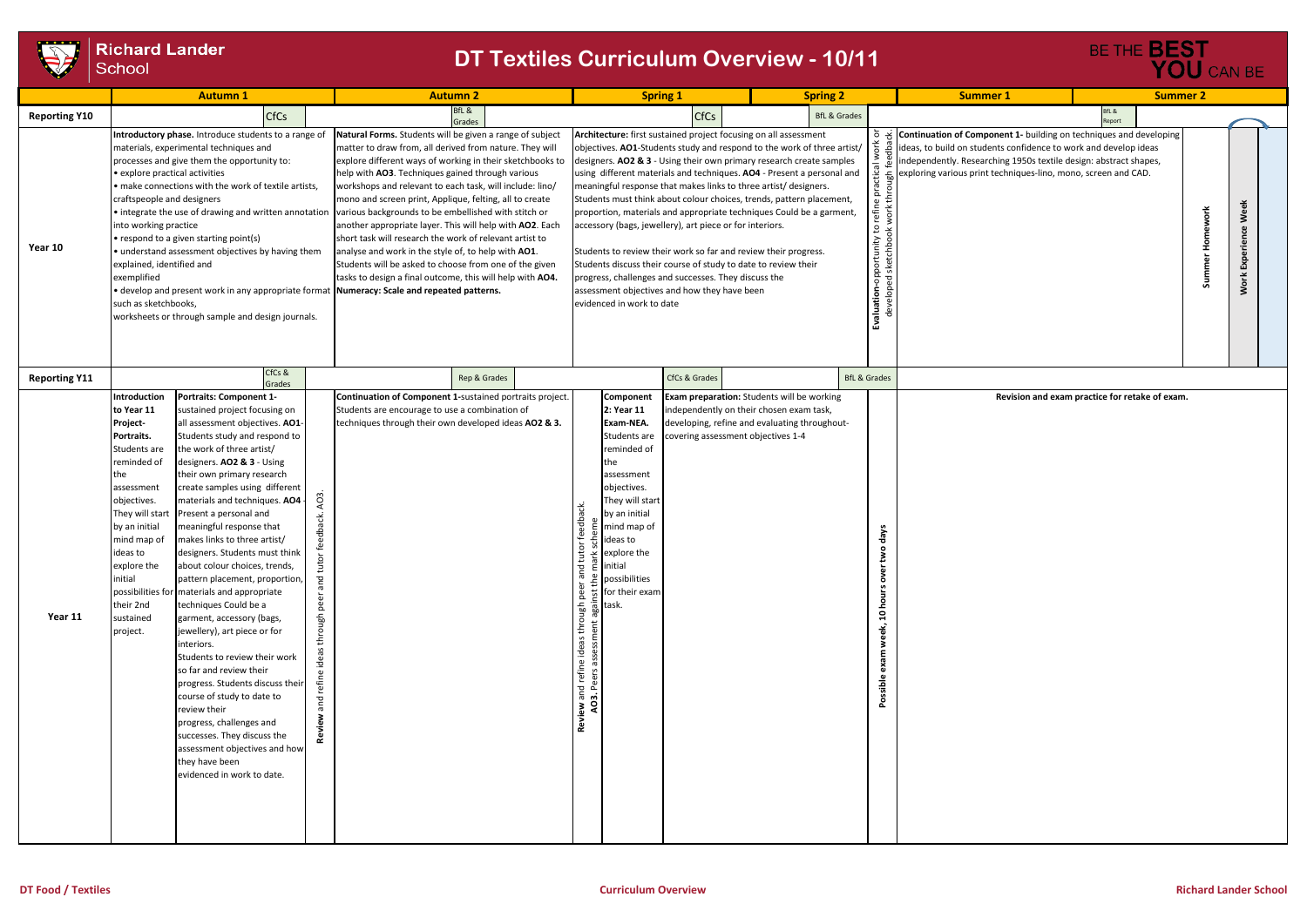# DT Textiles Curriculum Overview - 10/11

Richard Lander School — BE THE BEST YOU CAN BE

| | Autumn 1 | Autumn 2 | Spring 1 | Spring 2 | | Summer 1 | Summer 2 | | |
|---|---|---|---|---|---|---|---|---|---|
| **Reporting Y10** | CfCs | BfL & Grades | CfCs | BfL & Grades | | | BfL & Report | | |
| **Year 10** | **Introductory phase.** Introduce students to a range of materials, experimental techniques and processes and give them the opportunity to:<br>• explore practical activities<br>• make connections with the work of textile artists, craftspeople and designers<br>• integrate the use of drawing and written annotation into working practice<br>• respond to a given starting point(s)<br>• understand assessment objectives by having them explained, identified and exemplified<br>• develop and present work in any appropriate format such as sketchbooks, worksheets or through sample and design journals. | **Natural Forms.** Students will be given a range of subject matter to draw from, all derived from nature. They will explore different ways of working in their sketchbooks to help with **AO3**. Techniques gained through various workshops and relevant to each task, will include: lino/ mono and screen print, Applique, felting, all to create various backgrounds to be embellished with stitch or another appropriate layer. This will help with **AO2**. Each short task will research the work of relevant artist to analyse and work in the style of, to help with **AO1**. Students will be asked to choose from one of the given tasks to design a final outcome, this will help with **AO4.**<br>**Numeracy: Scale and repeated patterns.** | **Architecture:** first sustained project focusing on all assessment objectives. **AO1**-Students study and respond to the work of three artist/ designers. **AO2 & 3** - Using their own primary research create samples using different materials and techniques. **AO4** - Present a personal and meaningful response that makes links to three artist/ designers. Students must think about colour choices, trends, pattern placement, proportion, materials and appropriate techniques Could be a garment, accessory (bags, jewellery), art piece or for interiors.<br><br>Students to review their work so far and review their progress. Students discuss their course of study to date to review their progress, challenges and successes. They discuss the assessment objectives and how they have been evidenced in work to date | | **Evaluation**-opportunity to refine practical work or developed sketchbook work through feedback | **Continuation of Component 1-** building on techniques and developing ideas, to build on students confidence to work and develop ideas independently. Researching 1950s textile design: abstract shapes, exploring various print techniques-lino, mono, screen and CAD. | Summer Homework | Work Experience Week |
| **Reporting Y11** | CfCs & Grades | Rep & Grades | CfCs & Grades | BfL & Grades | | | | | |
| **Year 11** | **Introduction to Year 11 Project- Portraits.** Students are reminded of the assessment objectives. They will start by an initial mind map of ideas to explore the initial possibilities for their 2nd sustained project.<br><br>**Portraits: Component 1-** sustained project focusing on all assessment objectives. **AO1**- Students study and respond to the work of three artist/ designers. **AO2 & 3** - Using their own primary research create samples using different materials and techniques. **AO4** - Present a personal and meaningful response that makes links to three artist/ designers. Students must think about colour choices, trends, pattern placement, proportion, materials and appropriate techniques Could be a garment, accessory (bags, jewellery), art piece or for interiors.<br>Students to review their work so far and review their progress. Students discuss their course of study to date to review their progress, challenges and successes. They discuss the assessment objectives and how they have been evidenced in work to date.<br><br>**Review** and refine ideas through peer and tutor feedback. AO3. | **Continuation of Component 1-**sustained portraits project. Students are encourage to use a combination of techniques through their own developed ideas **AO2 & 3.** | **Review** and refine ideas through peer and tutor feedback. **AO3.** Peers assessment against the mark scheme<br><br>**Component 2: Year 11 Exam-NEA.** Students are reminded of the assessment objectives. They will start by an initial mind map of ideas to explore the initial possibilities for their exam task. | **Exam preparation:** Students will be working independently on their chosen exam task, developing, refine and evaluating throughout-covering assessment objectives 1-4 | **Possible exam week, 10 hours over two days** | Revision and exam practice for retake of exam. | | | |

DT Food / Textiles — Curriculum Overview — Richard Lander School